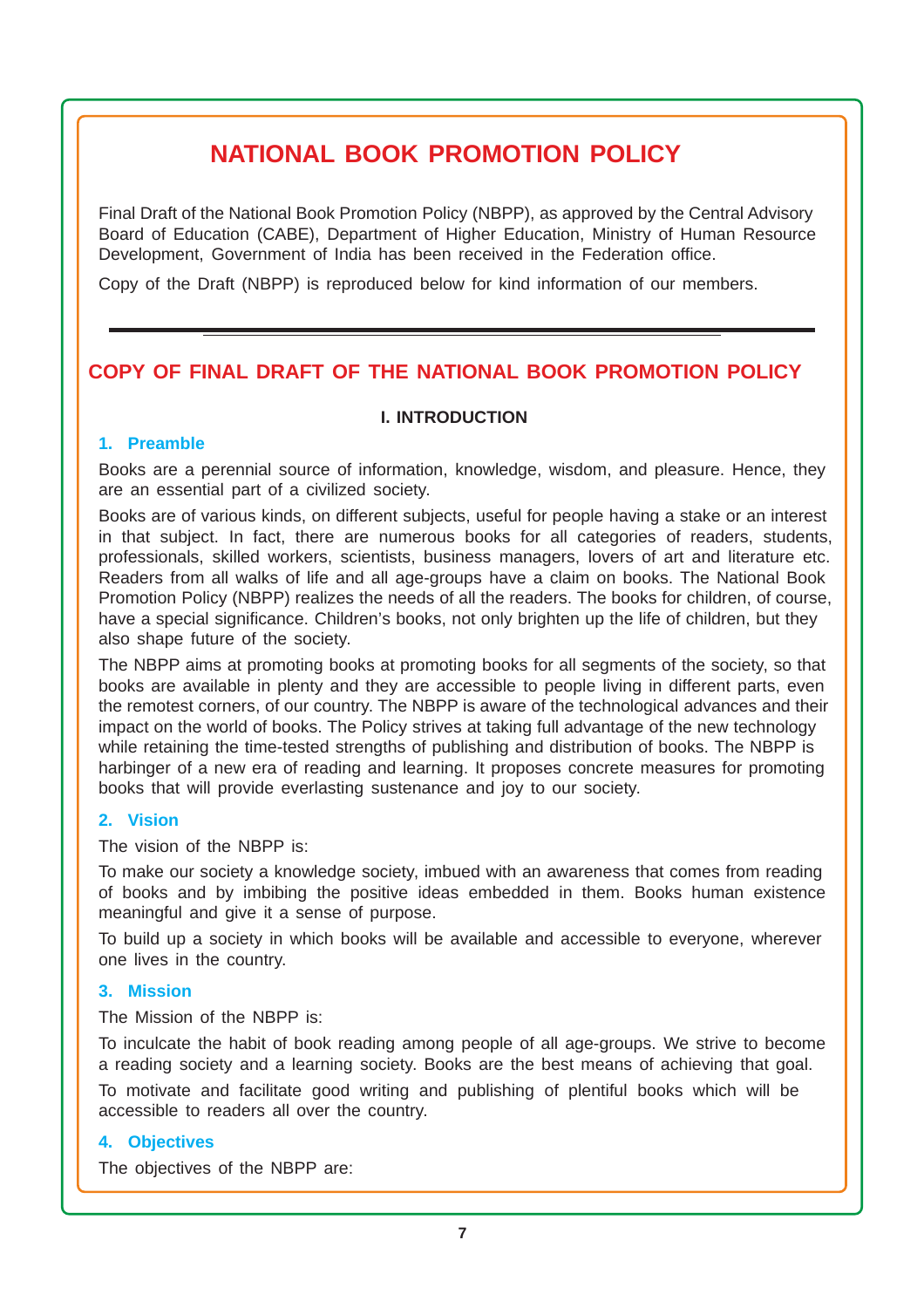# NATIONAL BOOK PROMOTION POLICY

Final Draft of the National Book Promotion Policy (NBPP), as approved by the Central Advisory Board of Education (CABE), Department of Higher Education, Ministry of Human Resource Development, Government of India has been received in the Federation office.

Copy of the Draft (NBPP) is reproduced below for kind information of our members.

---

## COPY OF FINAL DRAFT OF THE NATIONAL BOOK PROMOTION POLICY

### I. INTRODUCTION

#### 1. Preamble

Books are a perennial source of information, knowledge, wisdom, and pleasure. Hence, they are an essential part of a civilized society.

Books are of various kinds, on different subjects, useful for people having a stake or an interest in that subject. In fact, there are numerous books for all categories of readers, students, professionals, skilled workers, scientists, business managers, lovers of art and literature etc. Readers from all walks of life and all age-groups have a claim on books. The National Book Promotion Policy (NBPP) realizes the needs of all the readers. The books for children, of course, have a special significance. Children's books, not only brighten up the life of children, but they also shape future of the society.

The NBPP aims at promoting books at promoting books for all segments of the society, so that books are available in plenty and they are accessible to people living in different parts, even the remotest corners, of our country. The NBPP is aware of the technological advances and their impact on the world of books. The Policy strives at taking full advantage of the new technology while retaining the time-tested strengths of publishing and distribution of books. The NBPP is harbinger of a new era of reading and learning. It proposes concrete measures for promoting books that will provide everlasting sustenance and joy to our society.

#### 2. Vision

The vision of the NBPP is:

To make our society a knowledge society, imbued with an awareness that comes from reading of books and by imbibing the positive ideas embedded in them. Books human existence meaningful and give it a sense of purpose.

To build up a society in which books will be available and accessible to everyone, wherever one lives in the country.

#### 3. Mission

The Mission of the NBPP is:

To inculcate the habit of book reading among people of all age-groups. We strive to become a reading society and a learning society. Books are the best means of achieving that goal.

To motivate and facilitate good writing and publishing of plentiful books which will be accessible to readers all over the country.

#### 4. Objectives

The objectives of the NBPP are: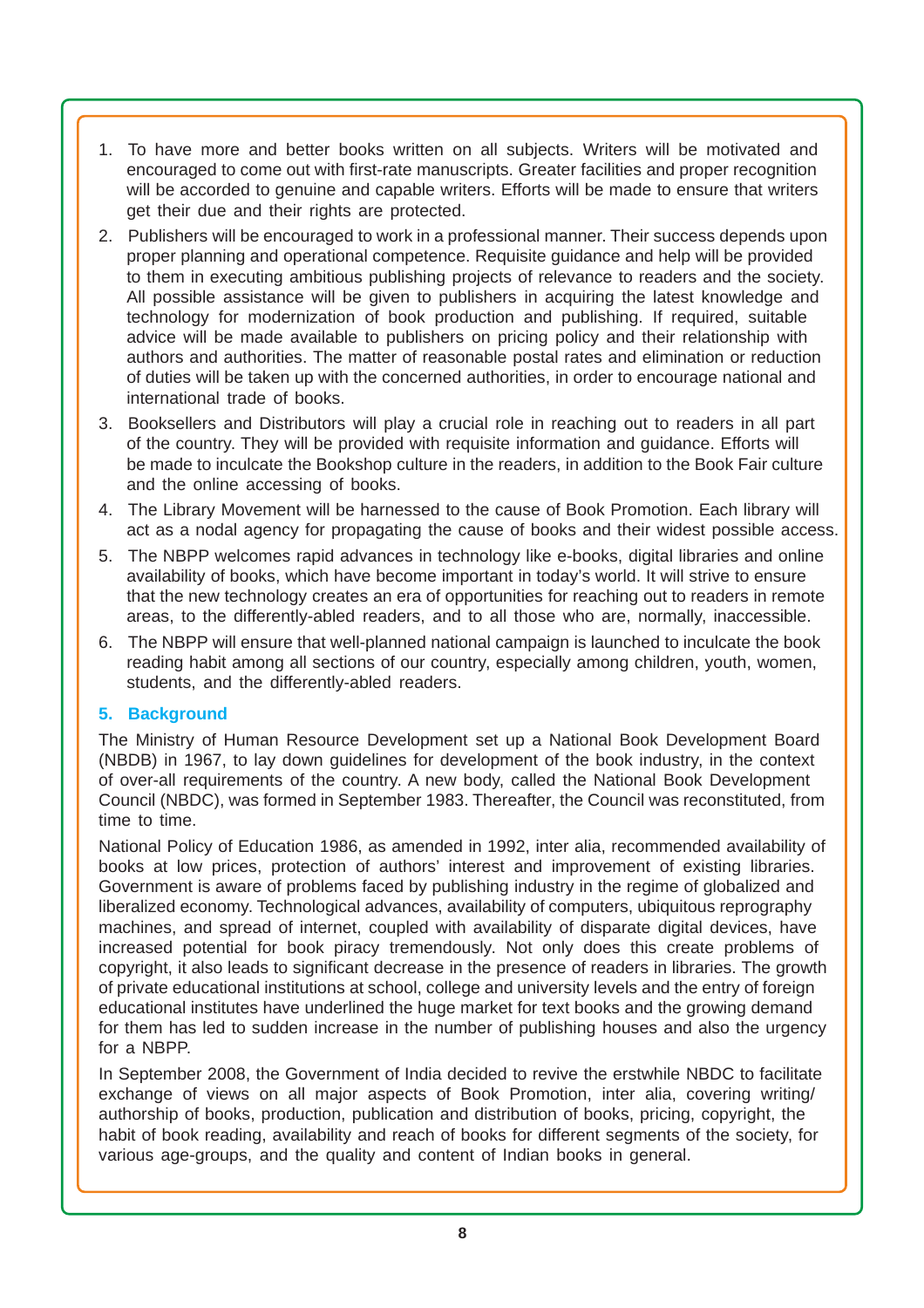1. To have more and better books written on all subjects. Writers will be motivated and encouraged to come out with first-rate manuscripts. Greater facilities and proper recognition will be accorded to genuine and capable writers. Efforts will be made to ensure that writers get their due and their rights are protected.
2. Publishers will be encouraged to work in a professional manner. Their success depends upon proper planning and operational competence. Requisite guidance and help will be provided to them in executing ambitious publishing projects of relevance to readers and the society. All possible assistance will be given to publishers in acquiring the latest knowledge and technology for modernization of book production and publishing. If required, suitable advice will be made available to publishers on pricing policy and their relationship with authors and authorities. The matter of reasonable postal rates and elimination or reduction of duties will be taken up with the concerned authorities, in order to encourage national and international trade of books.
3. Booksellers and Distributors will play a crucial role in reaching out to readers in all part of the country. They will be provided with requisite information and guidance. Efforts will be made to inculcate the Bookshop culture in the readers, in addition to the Book Fair culture and the online accessing of books.
4. The Library Movement will be harnessed to the cause of Book Promotion. Each library will act as a nodal agency for propagating the cause of books and their widest possible access.
5. The NBPP welcomes rapid advances in technology like e-books, digital libraries and online availability of books, which have become important in today's world. It will strive to ensure that the new technology creates an era of opportunities for reaching out to readers in remote areas, to the differently-abled readers, and to all those who are, normally, inaccessible.
6. The NBPP will ensure that well-planned national campaign is launched to inculcate the book reading habit among all sections of our country, especially among children, youth, women, students, and the differently-abled readers.

## 5. Background

The Ministry of Human Resource Development set up a National Book Development Board (NBDB) in 1967, to lay down guidelines for development of the book industry, in the context of over-all requirements of the country. A new body, called the National Book Development Council (NBDC), was formed in September 1983. Thereafter, the Council was reconstituted, from time to time.

National Policy of Education 1986, as amended in 1992, inter alia, recommended availability of books at low prices, protection of authors' interest and improvement of existing libraries. Government is aware of problems faced by publishing industry in the regime of globalized and liberalized economy. Technological advances, availability of computers, ubiquitous reprography machines, and spread of internet, coupled with availability of disparate digital devices, have increased potential for book piracy tremendously. Not only does this create problems of copyright, it also leads to significant decrease in the presence of readers in libraries. The growth of private educational institutions at school, college and university levels and the entry of foreign educational institutes have underlined the huge market for text books and the growing demand for them has led to sudden increase in the number of publishing houses and also the urgency for a NBPP.

In September 2008, the Government of India decided to revive the erstwhile NBDC to facilitate exchange of views on all major aspects of Book Promotion, inter alia, covering writing/ authorship of books, production, publication and distribution of books, pricing, copyright, the habit of book reading, availability and reach of books for different segments of the society, for various age-groups, and the quality and content of Indian books in general.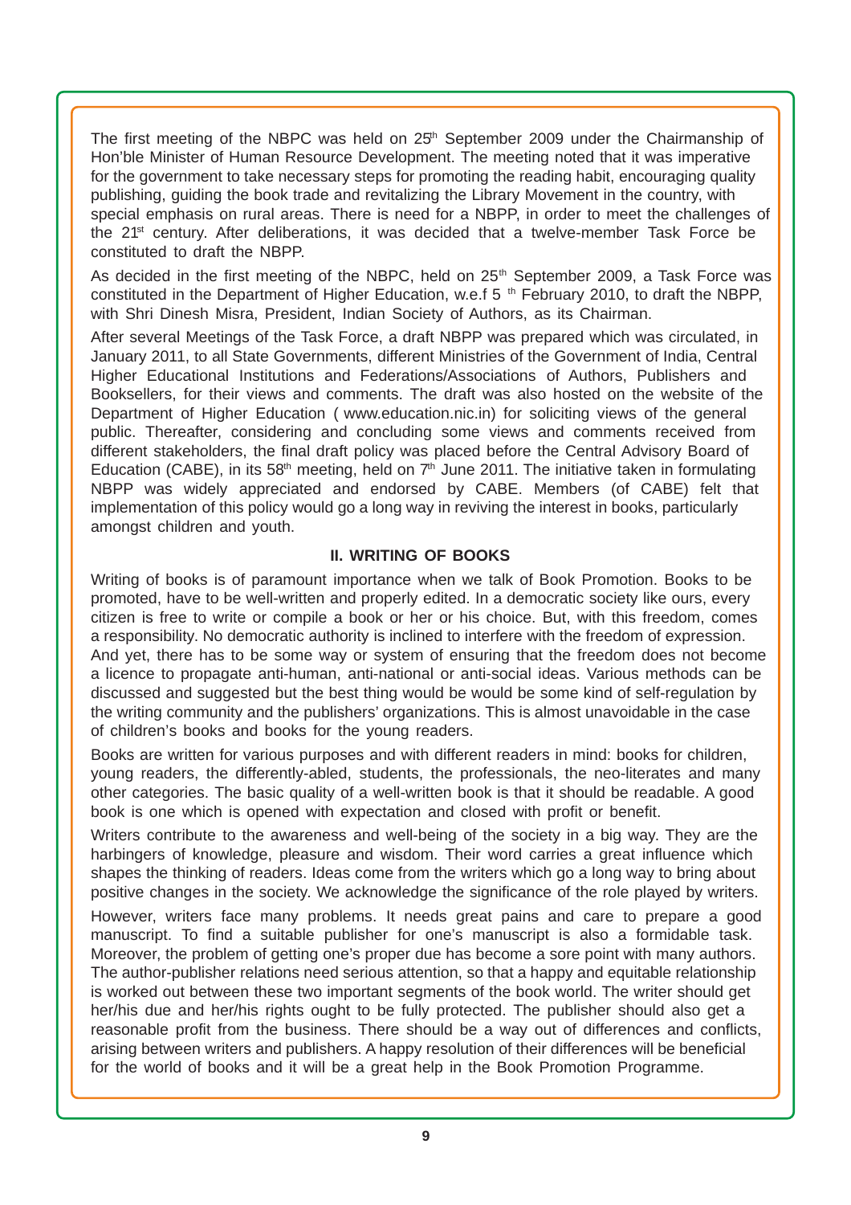The first meeting of the NBPC was held on 25th September 2009 under the Chairmanship of Hon'ble Minister of Human Resource Development. The meeting noted that it was imperative for the government to take necessary steps for promoting the reading habit, encouraging quality publishing, guiding the book trade and revitalizing the Library Movement in the country, with special emphasis on rural areas. There is need for a NBPP, in order to meet the challenges of the 21st century. After deliberations, it was decided that a twelve-member Task Force be constituted to draft the NBPP.

As decided in the first meeting of the NBPC, held on 25th September 2009, a Task Force was constituted in the Department of Higher Education, w.e.f 5th February 2010, to draft the NBPP, with Shri Dinesh Misra, President, Indian Society of Authors, as its Chairman.

After several Meetings of the Task Force, a draft NBPP was prepared which was circulated, in January 2011, to all State Governments, different Ministries of the Government of India, Central Higher Educational Institutions and Federations/Associations of Authors, Publishers and Booksellers, for their views and comments. The draft was also hosted on the website of the Department of Higher Education ( www.education.nic.in) for soliciting views of the general public. Thereafter, considering and concluding some views and comments received from different stakeholders, the final draft policy was placed before the Central Advisory Board of Education (CABE), in its 58th meeting, held on 7th June 2011. The initiative taken in formulating NBPP was widely appreciated and endorsed by CABE. Members (of CABE) felt that implementation of this policy would go a long way in reviving the interest in books, particularly amongst children and youth.

## II. WRITING OF BOOKS

Writing of books is of paramount importance when we talk of Book Promotion. Books to be promoted, have to be well-written and properly edited. In a democratic society like ours, every citizen is free to write or compile a book or her or his choice. But, with this freedom, comes a responsibility. No democratic authority is inclined to interfere with the freedom of expression. And yet, there has to be some way or system of ensuring that the freedom does not become a licence to propagate anti-human, anti-national or anti-social ideas. Various methods can be discussed and suggested but the best thing would be would be some kind of self-regulation by the writing community and the publishers' organizations. This is almost unavoidable in the case of children's books and books for the young readers.

Books are written for various purposes and with different readers in mind: books for children, young readers, the differently-abled, students, the professionals, the neo-literates and many other categories. The basic quality of a well-written book is that it should be readable. A good book is one which is opened with expectation and closed with profit or benefit.

Writers contribute to the awareness and well-being of the society in a big way. They are the harbingers of knowledge, pleasure and wisdom. Their word carries a great influence which shapes the thinking of readers. Ideas come from the writers which go a long way to bring about positive changes in the society. We acknowledge the significance of the role played by writers.

However, writers face many problems. It needs great pains and care to prepare a good manuscript. To find a suitable publisher for one's manuscript is also a formidable task. Moreover, the problem of getting one's proper due has become a sore point with many authors. The author-publisher relations need serious attention, so that a happy and equitable relationship is worked out between these two important segments of the book world. The writer should get her/his due and her/his rights ought to be fully protected. The publisher should also get a reasonable profit from the business. There should be a way out of differences and conflicts, arising between writers and publishers. A happy resolution of their differences will be beneficial for the world of books and it will be a great help in the Book Promotion Programme.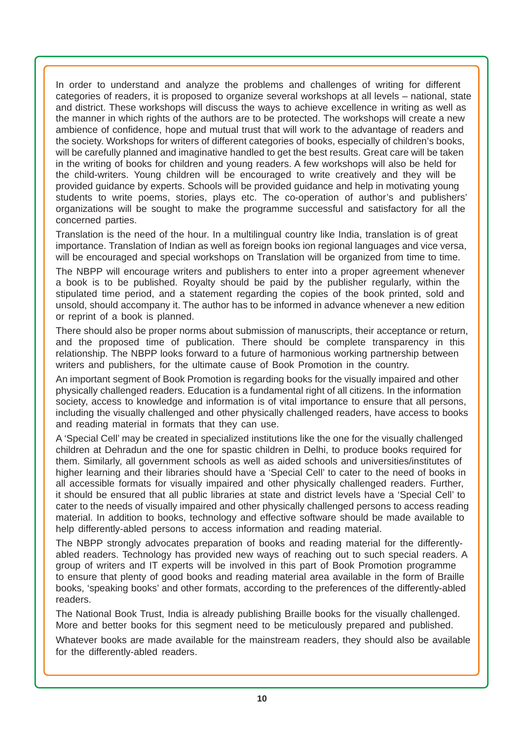In order to understand and analyze the problems and challenges of writing for different categories of readers, it is proposed to organize several workshops at all levels – national, state and district. These workshops will discuss the ways to achieve excellence in writing as well as the manner in which rights of the authors are to be protected. The workshops will create a new ambience of confidence, hope and mutual trust that will work to the advantage of readers and the society. Workshops for writers of different categories of books, especially of children's books, will be carefully planned and imaginative handled to get the best results. Great care will be taken in the writing of books for children and young readers. A few workshops will also be held for the child-writers. Young children will be encouraged to write creatively and they will be provided guidance by experts. Schools will be provided guidance and help in motivating young students to write poems, stories, plays etc. The co-operation of author's and publishers' organizations will be sought to make the programme successful and satisfactory for all the concerned parties.

Translation is the need of the hour. In a multilingual country like India, translation is of great importance. Translation of Indian as well as foreign books ion regional languages and vice versa, will be encouraged and special workshops on Translation will be organized from time to time.

The NBPP will encourage writers and publishers to enter into a proper agreement whenever a book is to be published. Royalty should be paid by the publisher regularly, within the stipulated time period, and a statement regarding the copies of the book printed, sold and unsold, should accompany it. The author has to be informed in advance whenever a new edition or reprint of a book is planned.

There should also be proper norms about submission of manuscripts, their acceptance or return, and the proposed time of publication. There should be complete transparency in this relationship. The NBPP looks forward to a future of harmonious working partnership between writers and publishers, for the ultimate cause of Book Promotion in the country.

An important segment of Book Promotion is regarding books for the visually impaired and other physically challenged readers. Education is a fundamental right of all citizens. In the information society, access to knowledge and information is of vital importance to ensure that all persons, including the visually challenged and other physically challenged readers, have access to books and reading material in formats that they can use.

A 'Special Cell' may be created in specialized institutions like the one for the visually challenged children at Dehradun and the one for spastic children in Delhi, to produce books required for them. Similarly, all government schools as well as aided schools and universities/institutes of higher learning and their libraries should have a 'Special Cell' to cater to the need of books in all accessible formats for visually impaired and other physically challenged readers. Further, it should be ensured that all public libraries at state and district levels have a 'Special Cell' to cater to the needs of visually impaired and other physically challenged persons to access reading material. In addition to books, technology and effective software should be made available to help differently-abled persons to access information and reading material.

The NBPP strongly advocates preparation of books and reading material for the differently-abled readers. Technology has provided new ways of reaching out to such special readers. A group of writers and IT experts will be involved in this part of Book Promotion programme to ensure that plenty of good books and reading material area available in the form of Braille books, 'speaking books' and other formats, according to the preferences of the differently-abled readers.

The National Book Trust, India is already publishing Braille books for the visually challenged. More and better books for this segment need to be meticulously prepared and published.

Whatever books are made available for the mainstream readers, they should also be available for the differently-abled readers.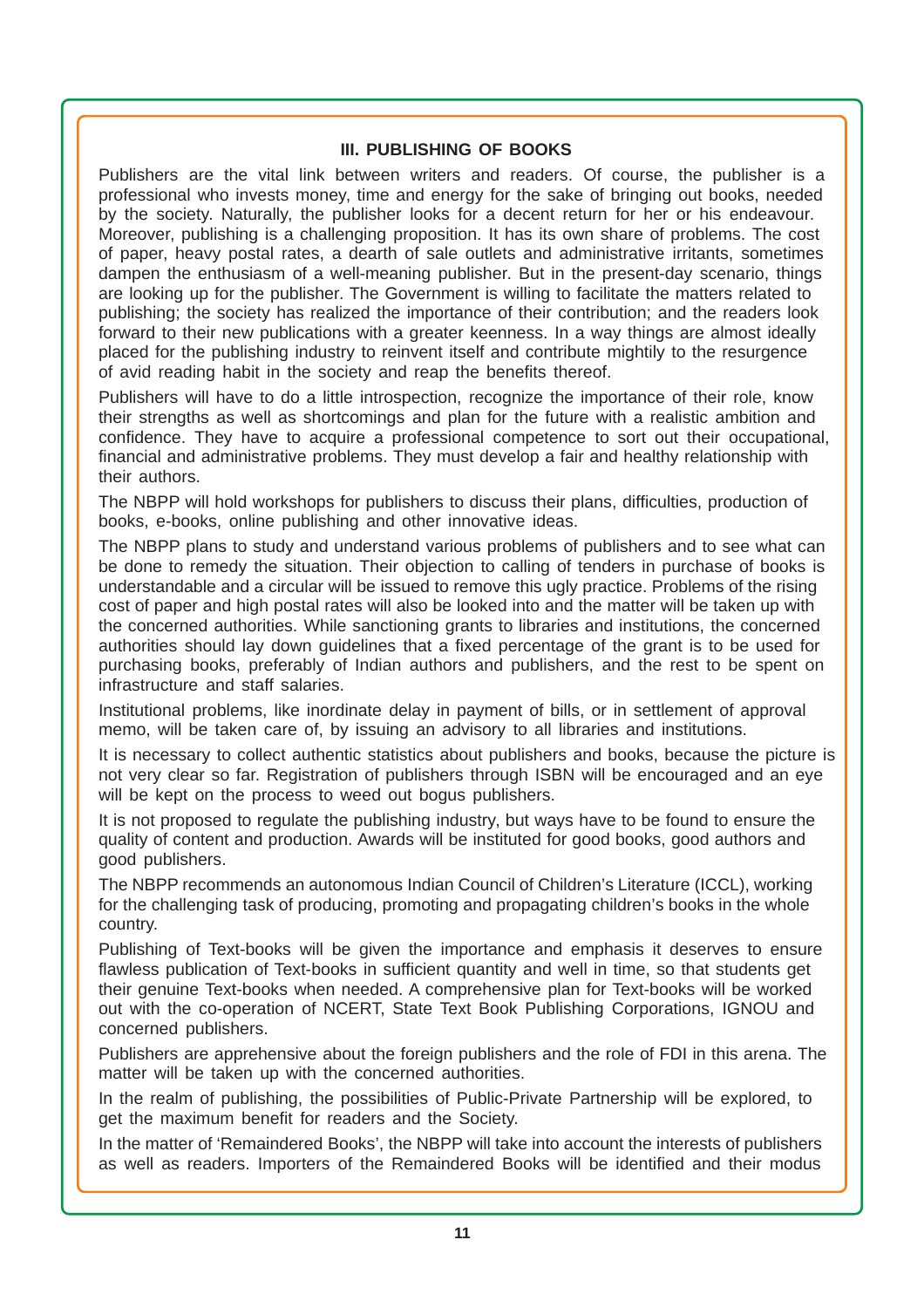### III. PUBLISHING OF BOOKS

Publishers are the vital link between writers and readers. Of course, the publisher is a professional who invests money, time and energy for the sake of bringing out books, needed by the society. Naturally, the publisher looks for a decent return for her or his endeavour. Moreover, publishing is a challenging proposition. It has its own share of problems. The cost of paper, heavy postal rates, a dearth of sale outlets and administrative irritants, sometimes dampen the enthusiasm of a well-meaning publisher. But in the present-day scenario, things are looking up for the publisher. The Government is willing to facilitate the matters related to publishing; the society has realized the importance of their contribution; and the readers look forward to their new publications with a greater keenness. In a way things are almost ideally placed for the publishing industry to reinvent itself and contribute mightily to the resurgence of avid reading habit in the society and reap the benefits thereof.

Publishers will have to do a little introspection, recognize the importance of their role, know their strengths as well as shortcomings and plan for the future with a realistic ambition and confidence. They have to acquire a professional competence to sort out their occupational, financial and administrative problems. They must develop a fair and healthy relationship with their authors.

The NBPP will hold workshops for publishers to discuss their plans, difficulties, production of books, e-books, online publishing and other innovative ideas.

The NBPP plans to study and understand various problems of publishers and to see what can be done to remedy the situation. Their objection to calling of tenders in purchase of books is understandable and a circular will be issued to remove this ugly practice. Problems of the rising cost of paper and high postal rates will also be looked into and the matter will be taken up with the concerned authorities. While sanctioning grants to libraries and institutions, the concerned authorities should lay down guidelines that a fixed percentage of the grant is to be used for purchasing books, preferably of Indian authors and publishers, and the rest to be spent on infrastructure and staff salaries.

Institutional problems, like inordinate delay in payment of bills, or in settlement of approval memo, will be taken care of, by issuing an advisory to all libraries and institutions.

It is necessary to collect authentic statistics about publishers and books, because the picture is not very clear so far. Registration of publishers through ISBN will be encouraged and an eye will be kept on the process to weed out bogus publishers.

It is not proposed to regulate the publishing industry, but ways have to be found to ensure the quality of content and production. Awards will be instituted for good books, good authors and good publishers.

The NBPP recommends an autonomous Indian Council of Children's Literature (ICCL), working for the challenging task of producing, promoting and propagating children's books in the whole country.

Publishing of Text-books will be given the importance and emphasis it deserves to ensure flawless publication of Text-books in sufficient quantity and well in time, so that students get their genuine Text-books when needed. A comprehensive plan for Text-books will be worked out with the co-operation of NCERT, State Text Book Publishing Corporations, IGNOU and concerned publishers.

Publishers are apprehensive about the foreign publishers and the role of FDI in this arena. The matter will be taken up with the concerned authorities.

In the realm of publishing, the possibilities of Public-Private Partnership will be explored, to get the maximum benefit for readers and the Society.

In the matter of 'Remaindered Books', the NBPP will take into account the interests of publishers as well as readers. Importers of the Remaindered Books will be identified and their modus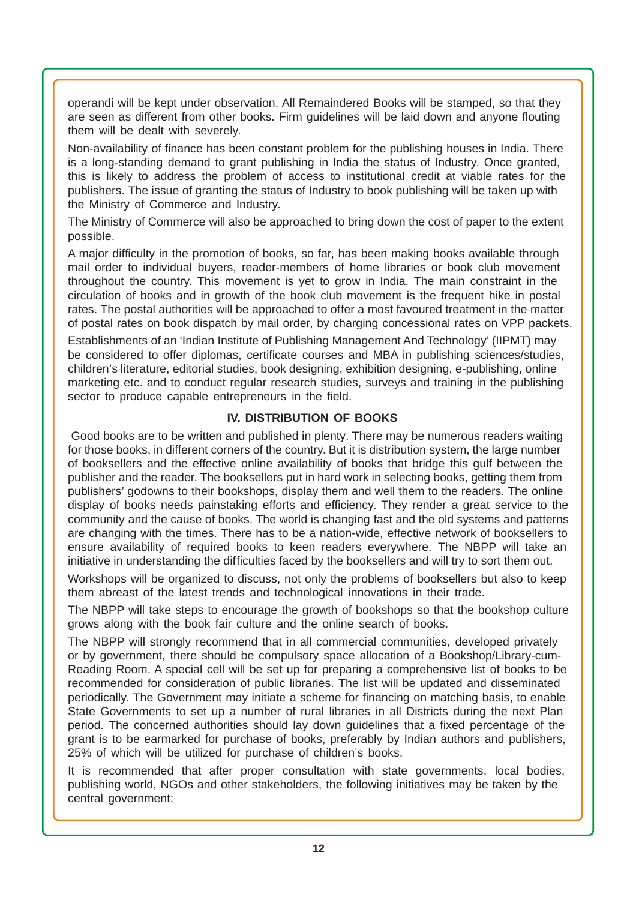operandi will be kept under observation. All Remaindered Books will be stamped, so that they are seen as different from other books. Firm guidelines will be laid down and anyone flouting them will be dealt with severely.

Non-availability of finance has been constant problem for the publishing houses in India. There is a long-standing demand to grant publishing in India the status of Industry. Once granted, this is likely to address the problem of access to institutional credit at viable rates for the publishers. The issue of granting the status of Industry to book publishing will be taken up with the Ministry of Commerce and Industry.

The Ministry of Commerce will also be approached to bring down the cost of paper to the extent possible.

A major difficulty in the promotion of books, so far, has been making books available through mail order to individual buyers, reader-members of home libraries or book club movement throughout the country. This movement is yet to grow in India. The main constraint in the circulation of books and in growth of the book club movement is the frequent hike in postal rates. The postal authorities will be approached to offer a most favoured treatment in the matter of postal rates on book dispatch by mail order, by charging concessional rates on VPP packets.

Establishments of an 'Indian Institute of Publishing Management And Technology' (IIPMT) may be considered to offer diplomas, certificate courses and MBA in publishing sciences/studies, children's literature, editorial studies, book designing, exhibition designing, e-publishing, online marketing etc. and to conduct regular research studies, surveys and training in the publishing sector to produce capable entrepreneurs in the field.

## IV. DISTRIBUTION OF BOOKS

Good books are to be written and published in plenty. There may be numerous readers waiting for those books, in different corners of the country. But it is distribution system, the large number of booksellers and the effective online availability of books that bridge this gulf between the publisher and the reader. The booksellers put in hard work in selecting books, getting them from publishers' godowns to their bookshops, display them and well them to the readers. The online display of books needs painstaking efforts and efficiency. They render a great service to the community and the cause of books. The world is changing fast and the old systems and patterns are changing with the times. There has to be a nation-wide, effective network of booksellers to ensure availability of required books to keen readers everywhere. The NBPP will take an initiative in understanding the difficulties faced by the booksellers and will try to sort them out.

Workshops will be organized to discuss, not only the problems of booksellers but also to keep them abreast of the latest trends and technological innovations in their trade.

The NBPP will take steps to encourage the growth of bookshops so that the bookshop culture grows along with the book fair culture and the online search of books.

The NBPP will strongly recommend that in all commercial communities, developed privately or by government, there should be compulsory space allocation of a Bookshop/Library-cum-Reading Room. A special cell will be set up for preparing a comprehensive list of books to be recommended for consideration of public libraries. The list will be updated and disseminated periodically. The Government may initiate a scheme for financing on matching basis, to enable State Governments to set up a number of rural libraries in all Districts during the next Plan period. The concerned authorities should lay down guidelines that a fixed percentage of the grant is to be earmarked for purchase of books, preferably by Indian authors and publishers, 25% of which will be utilized for purchase of children's books.

It is recommended that after proper consultation with state governments, local bodies, publishing world, NGOs and other stakeholders, the following initiatives may be taken by the central government: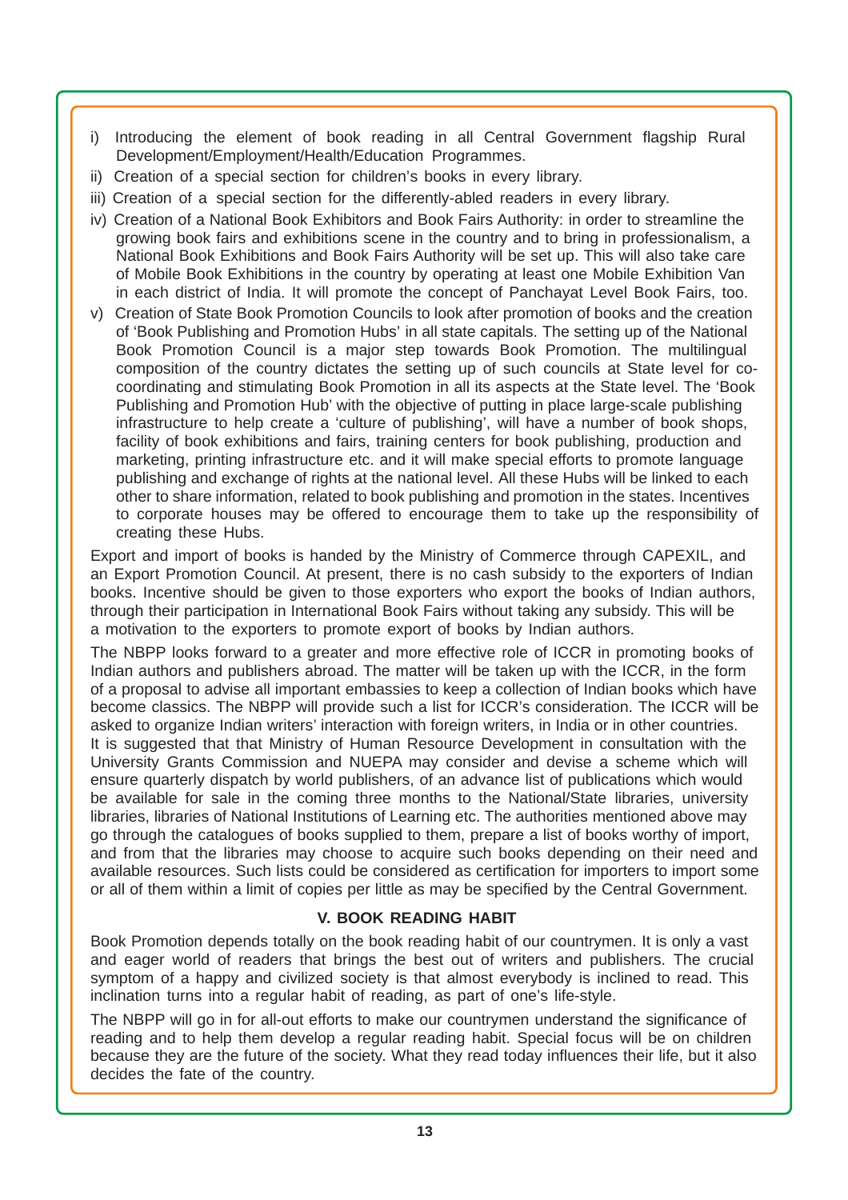i) Introducing the element of book reading in all Central Government flagship Rural Development/Employment/Health/Education Programmes.
ii) Creation of a special section for children's books in every library.
iii) Creation of a special section for the differently-abled readers in every library.
iv) Creation of a National Book Exhibitors and Book Fairs Authority: in order to streamline the growing book fairs and exhibitions scene in the country and to bring in professionalism, a National Book Exhibitions and Book Fairs Authority will be set up. This will also take care of Mobile Book Exhibitions in the country by operating at least one Mobile Exhibition Van in each district of India. It will promote the concept of Panchayat Level Book Fairs, too.
v) Creation of State Book Promotion Councils to look after promotion of books and the creation of 'Book Publishing and Promotion Hubs' in all state capitals. The setting up of the National Book Promotion Council is a major step towards Book Promotion. The multilingual composition of the country dictates the setting up of such councils at State level for co-coordinating and stimulating Book Promotion in all its aspects at the State level. The 'Book Publishing and Promotion Hub' with the objective of putting in place large-scale publishing infrastructure to help create a 'culture of publishing', will have a number of book shops, facility of book exhibitions and fairs, training centers for book publishing, production and marketing, printing infrastructure etc. and it will make special efforts to promote language publishing and exchange of rights at the national level. All these Hubs will be linked to each other to share information, related to book publishing and promotion in the states. Incentives to corporate houses may be offered to encourage them to take up the responsibility of creating these Hubs.

Export and import of books is handed by the Ministry of Commerce through CAPEXIL, and an Export Promotion Council. At present, there is no cash subsidy to the exporters of Indian books. Incentive should be given to those exporters who export the books of Indian authors, through their participation in International Book Fairs without taking any subsidy. This will be a motivation to the exporters to promote export of books by Indian authors.

The NBPP looks forward to a greater and more effective role of ICCR in promoting books of Indian authors and publishers abroad. The matter will be taken up with the ICCR, in the form of a proposal to advise all important embassies to keep a collection of Indian books which have become classics. The NBPP will provide such a list for ICCR's consideration. The ICCR will be asked to organize Indian writers' interaction with foreign writers, in India or in other countries. It is suggested that that Ministry of Human Resource Development in consultation with the University Grants Commission and NUEPA may consider and devise a scheme which will ensure quarterly dispatch by world publishers, of an advance list of publications which would be available for sale in the coming three months to the National/State libraries, university libraries, libraries of National Institutions of Learning etc. The authorities mentioned above may go through the catalogues of books supplied to them, prepare a list of books worthy of import, and from that the libraries may choose to acquire such books depending on their need and available resources. Such lists could be considered as certification for importers to import some or all of them within a limit of copies per little as may be specified by the Central Government.

## V. BOOK READING HABIT

Book Promotion depends totally on the book reading habit of our countrymen. It is only a vast and eager world of readers that brings the best out of writers and publishers. The crucial symptom of a happy and civilized society is that almost everybody is inclined to read. This inclination turns into a regular habit of reading, as part of one's life-style.

The NBPP will go in for all-out efforts to make our countrymen understand the significance of reading and to help them develop a regular reading habit. Special focus will be on children because they are the future of the society. What they read today influences their life, but it also decides the fate of the country.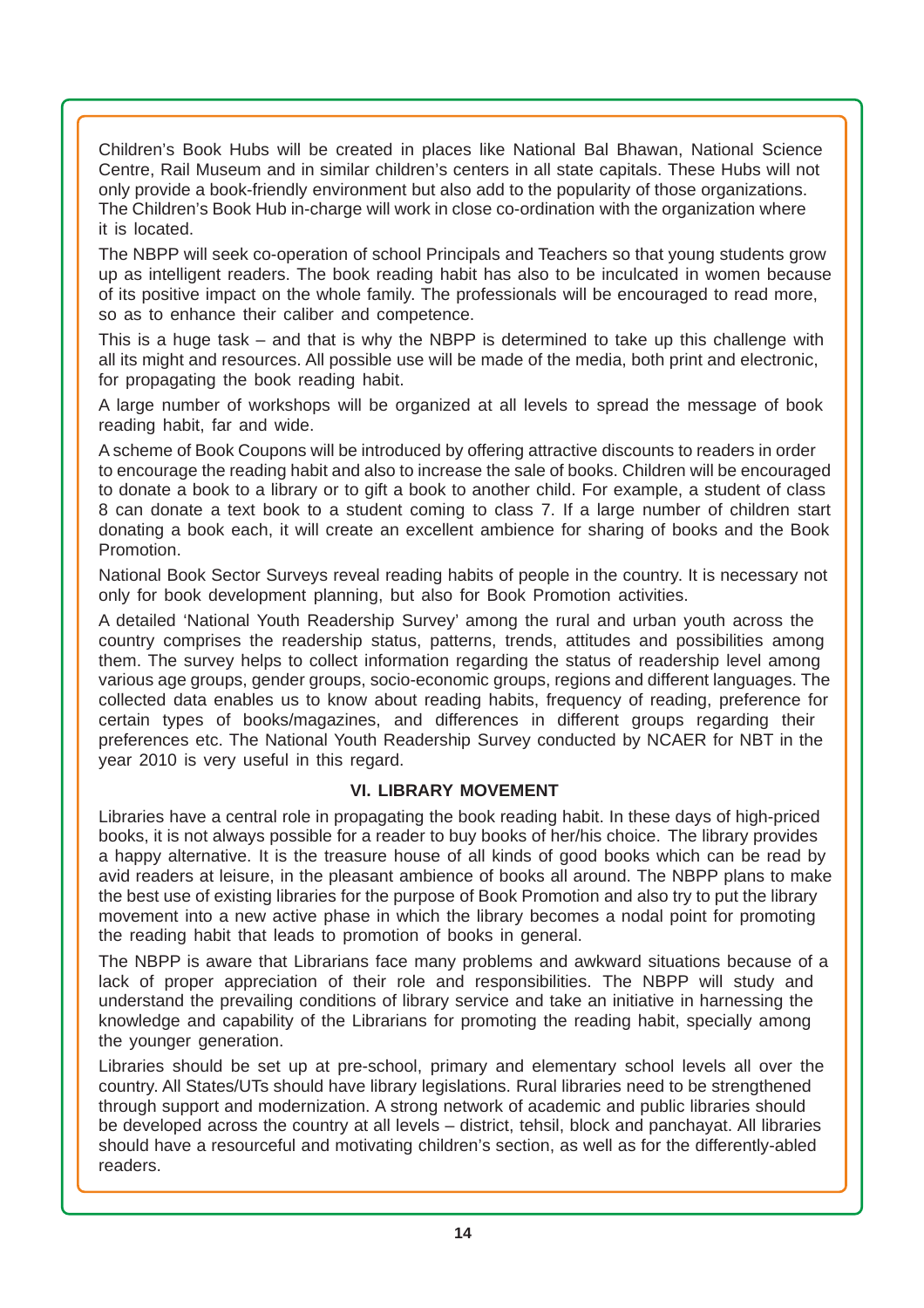Children's Book Hubs will be created in places like National Bal Bhawan, National Science Centre, Rail Museum and in similar children's centers in all state capitals. These Hubs will not only provide a book-friendly environment but also add to the popularity of those organizations. The Children's Book Hub in-charge will work in close co-ordination with the organization where it is located.

The NBPP will seek co-operation of school Principals and Teachers so that young students grow up as intelligent readers. The book reading habit has also to be inculcated in women because of its positive impact on the whole family. The professionals will be encouraged to read more, so as to enhance their caliber and competence.

This is a huge task – and that is why the NBPP is determined to take up this challenge with all its might and resources. All possible use will be made of the media, both print and electronic, for propagating the book reading habit.

A large number of workshops will be organized at all levels to spread the message of book reading habit, far and wide.

A scheme of Book Coupons will be introduced by offering attractive discounts to readers in order to encourage the reading habit and also to increase the sale of books. Children will be encouraged to donate a book to a library or to gift a book to another child. For example, a student of class 8 can donate a text book to a student coming to class 7. If a large number of children start donating a book each, it will create an excellent ambience for sharing of books and the Book Promotion.

National Book Sector Surveys reveal reading habits of people in the country. It is necessary not only for book development planning, but also for Book Promotion activities.

A detailed 'National Youth Readership Survey' among the rural and urban youth across the country comprises the readership status, patterns, trends, attitudes and possibilities among them. The survey helps to collect information regarding the status of readership level among various age groups, gender groups, socio-economic groups, regions and different languages. The collected data enables us to know about reading habits, frequency of reading, preference for certain types of books/magazines, and differences in different groups regarding their preferences etc. The National Youth Readership Survey conducted by NCAER for NBT in the year 2010 is very useful in this regard.

## VI. LIBRARY MOVEMENT

Libraries have a central role in propagating the book reading habit. In these days of high-priced books, it is not always possible for a reader to buy books of her/his choice. The library provides a happy alternative. It is the treasure house of all kinds of good books which can be read by avid readers at leisure, in the pleasant ambience of books all around. The NBPP plans to make the best use of existing libraries for the purpose of Book Promotion and also try to put the library movement into a new active phase in which the library becomes a nodal point for promoting the reading habit that leads to promotion of books in general.

The NBPP is aware that Librarians face many problems and awkward situations because of a lack of proper appreciation of their role and responsibilities. The NBPP will study and understand the prevailing conditions of library service and take an initiative in harnessing the knowledge and capability of the Librarians for promoting the reading habit, specially among the younger generation.

Libraries should be set up at pre-school, primary and elementary school levels all over the country. All States/UTs should have library legislations. Rural libraries need to be strengthened through support and modernization. A strong network of academic and public libraries should be developed across the country at all levels – district, tehsil, block and panchayat. All libraries should have a resourceful and motivating children's section, as well as for the differently-abled readers.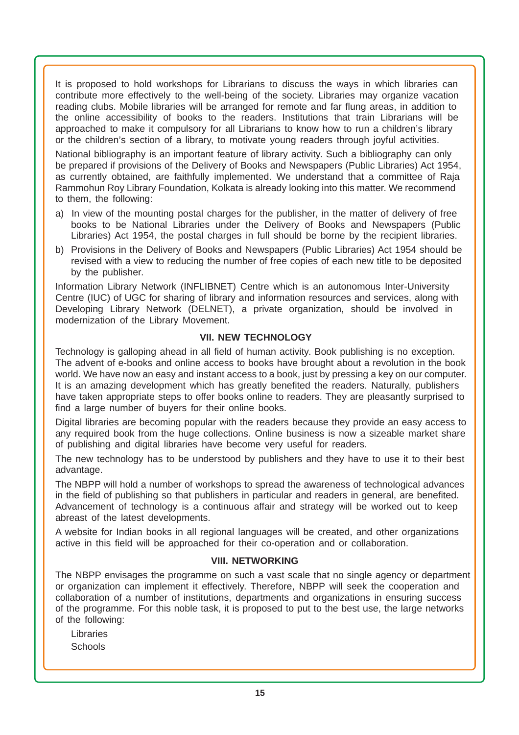It is proposed to hold workshops for Librarians to discuss the ways in which libraries can contribute more effectively to the well-being of the society. Libraries may organize vacation reading clubs. Mobile libraries will be arranged for remote and far flung areas, in addition to the online accessibility of books to the readers. Institutions that train Librarians will be approached to make it compulsory for all Librarians to know how to run a children's library or the children's section of a library, to motivate young readers through joyful activities.

National bibliography is an important feature of library activity. Such a bibliography can only be prepared if provisions of the Delivery of Books and Newspapers (Public Libraries) Act 1954, as currently obtained, are faithfully implemented. We understand that a committee of Raja Rammohun Roy Library Foundation, Kolkata is already looking into this matter. We recommend to them, the following:

a) In view of the mounting postal charges for the publisher, in the matter of delivery of free books to be National Libraries under the Delivery of Books and Newspapers (Public Libraries) Act 1954, the postal charges in full should be borne by the recipient libraries.

b) Provisions in the Delivery of Books and Newspapers (Public Libraries) Act 1954 should be revised with a view to reducing the number of free copies of each new title to be deposited by the publisher.

Information Library Network (INFLIBNET) Centre which is an autonomous Inter-University Centre (IUC) of UGC for sharing of library and information resources and services, along with Developing Library Network (DELNET), a private organization, should be involved in modernization of the Library Movement.

## VII. NEW TECHNOLOGY

Technology is galloping ahead in all field of human activity. Book publishing is no exception. The advent of e-books and online access to books have brought about a revolution in the book world. We have now an easy and instant access to a book, just by pressing a key on our computer. It is an amazing development which has greatly benefited the readers. Naturally, publishers have taken appropriate steps to offer books online to readers. They are pleasantly surprised to find a large number of buyers for their online books.

Digital libraries are becoming popular with the readers because they provide an easy access to any required book from the huge collections. Online business is now a sizeable market share of publishing and digital libraries have become very useful for readers.

The new technology has to be understood by publishers and they have to use it to their best advantage.

The NBPP will hold a number of workshops to spread the awareness of technological advances in the field of publishing so that publishers in particular and readers in general, are benefited. Advancement of technology is a continuous affair and strategy will be worked out to keep abreast of the latest developments.

A website for Indian books in all regional languages will be created, and other organizations active in this field will be approached for their co-operation and or collaboration.

## VIII. NETWORKING

The NBPP envisages the programme on such a vast scale that no single agency or department or organization can implement it effectively. Therefore, NBPP will seek the cooperation and collaboration of a number of institutions, departments and organizations in ensuring success of the programme. For this noble task, it is proposed to put to the best use, the large networks of the following:

Libraries
Schools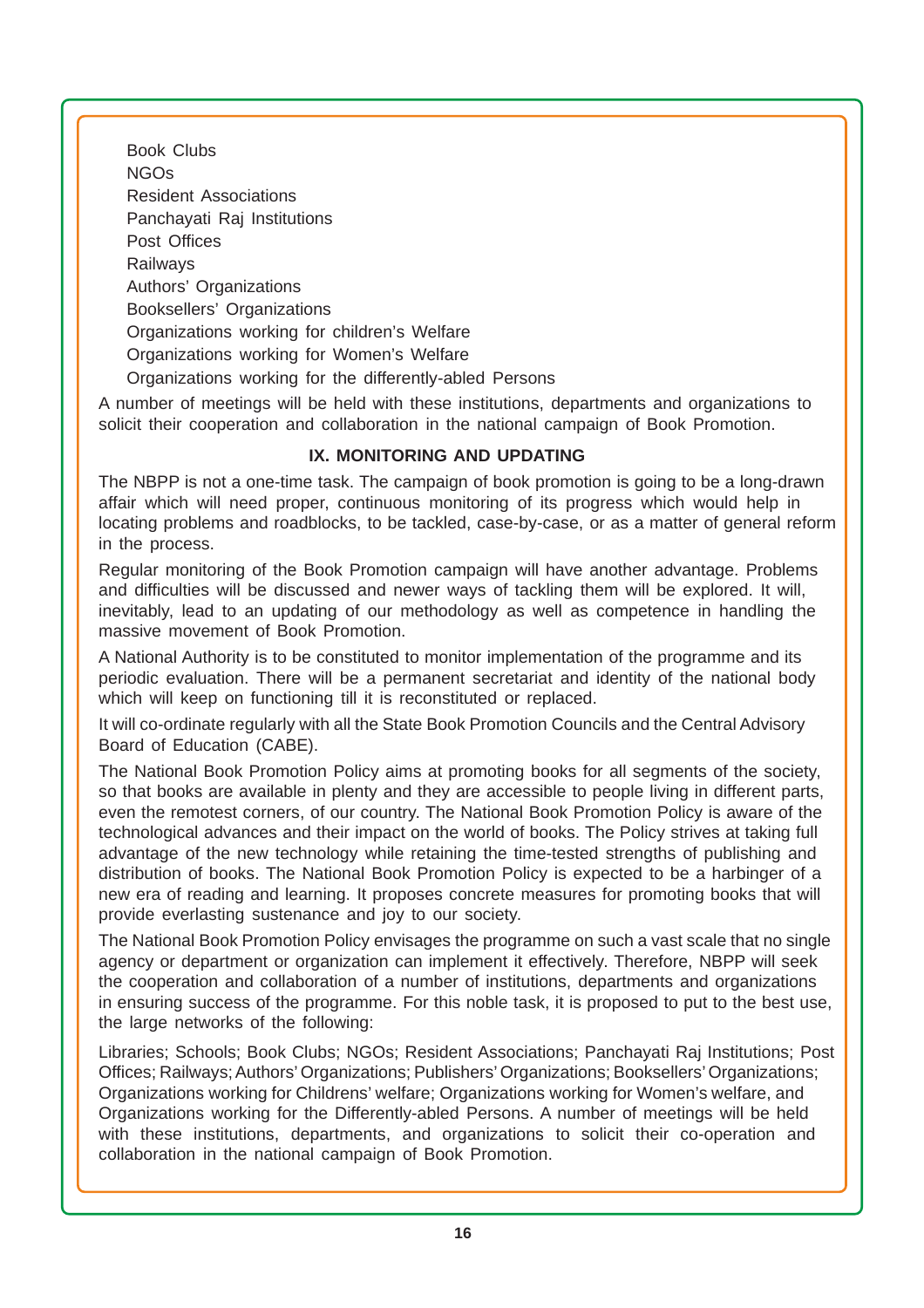- Book Clubs
- NGOs
- Resident Associations
- Panchayati Raj Institutions
- Post Offices
- Railways
- Authors' Organizations
- Booksellers' Organizations
- Organizations working for children's Welfare
- Organizations working for Women's Welfare
- Organizations working for the differently-abled Persons

A number of meetings will be held with these institutions, departments and organizations to solicit their cooperation and collaboration in the national campaign of Book Promotion.

## IX. MONITORING AND UPDATING

The NBPP is not a one-time task. The campaign of book promotion is going to be a long-drawn affair which will need proper, continuous monitoring of its progress which would help in locating problems and roadblocks, to be tackled, case-by-case, or as a matter of general reform in the process.

Regular monitoring of the Book Promotion campaign will have another advantage. Problems and difficulties will be discussed and newer ways of tackling them will be explored. It will, inevitably, lead to an updating of our methodology as well as competence in handling the massive movement of Book Promotion.

A National Authority is to be constituted to monitor implementation of the programme and its periodic evaluation. There will be a permanent secretariat and identity of the national body which will keep on functioning till it is reconstituted or replaced.

It will co-ordinate regularly with all the State Book Promotion Councils and the Central Advisory Board of Education (CABE).

The National Book Promotion Policy aims at promoting books for all segments of the society, so that books are available in plenty and they are accessible to people living in different parts, even the remotest corners, of our country. The National Book Promotion Policy is aware of the technological advances and their impact on the world of books. The Policy strives at taking full advantage of the new technology while retaining the time-tested strengths of publishing and distribution of books. The National Book Promotion Policy is expected to be a harbinger of a new era of reading and learning. It proposes concrete measures for promoting books that will provide everlasting sustenance and joy to our society.

The National Book Promotion Policy envisages the programme on such a vast scale that no single agency or department or organization can implement it effectively. Therefore, NBPP will seek the cooperation and collaboration of a number of institutions, departments and organizations in ensuring success of the programme. For this noble task, it is proposed to put to the best use, the large networks of the following:

Libraries; Schools; Book Clubs; NGOs; Resident Associations; Panchayati Raj Institutions; Post Offices; Railways; Authors' Organizations; Publishers' Organizations; Booksellers' Organizations; Organizations working for Childrens' welfare; Organizations working for Women's welfare, and Organizations working for the Differently-abled Persons. A number of meetings will be held with these institutions, departments, and organizations to solicit their co-operation and collaboration in the national campaign of Book Promotion.